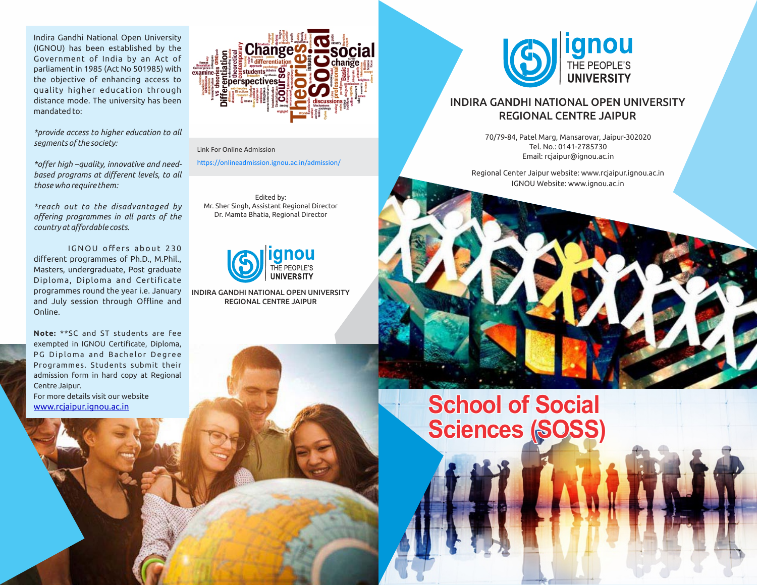Indira Gandhi National Open University (IGNOU) has been established by the Government of India by an Act of parliament in 1985 (Act No 501985) with the objective of enhancing access to quality higher education through distance mode. The university has been mandated to:

*\*provide access to higher education to all segments of the society:*

*\*offer high –quality, innovative and need-based programs at different levels, to all those who require them:*

*\*reach out to the disadvantaged by offering programmes in all parts of the country at affordable costs.*

IGNOU offers about 230 different programmes of Ph.D., M.Phil., Masters, undergraduate, Post graduate Diploma, Diploma and Certificate programmes round the year i.e. January and July session through Offline and Online.

**Note:** \*\*SC and ST students are fee exempted in IGNOU Certificate, Diploma, PG Diploma and Bachelor Degree Programmes. Students submit their admission form in hard copy at Regional Centre Jaipur.

For more details visit our website [www.rcjaipur.ignou.ac.in](http://www.rcjaipur.ignou.ac.in)

Link For Online Admission

https://onlineadmission.ignou.ac.in/admission/

Edited by:
Mr. Sher Singh, Assistant Regional Director
Dr. Mamta Bhatia, Regional Director

ignou THE PEOPLE'S UNIVERSITY

INDIRA GANDHI NATIONAL OPEN UNIVERSITY
REGIONAL CENTRE JAIPUR

ignou THE PEOPLE'S UNIVERSITY

## INDIRA GANDHI NATIONAL OPEN UNIVERSITY REGIONAL CENTRE JAIPUR

70/79-84, Patel Marg, Mansarovar, Jaipur-302020
Tel. No.: 0141-2785730
Email: rcjaipur@ignou.ac.in

Regional Center Jaipur website: www.rcjaipur.ignou.ac.in
IGNOU Website: www.ignou.ac.in

# School of Social Sciences (SOSS)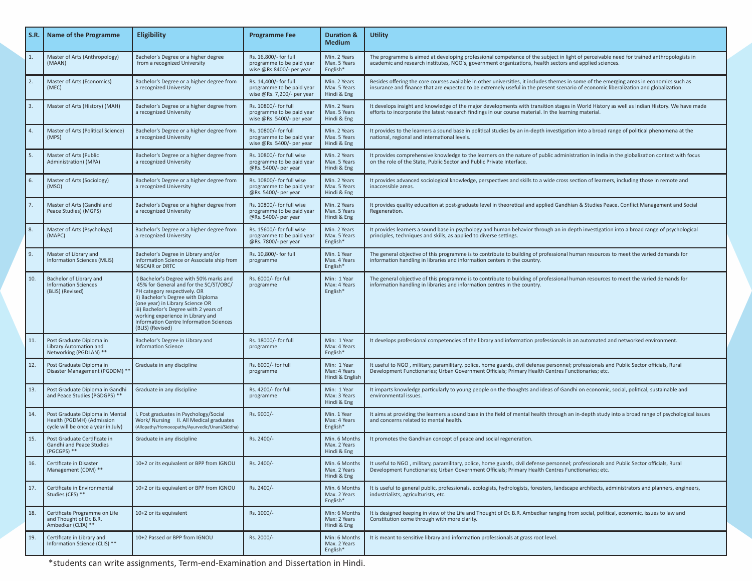| S.R. | Name of the Programme | Eligibility | Programme Fee | Duration & Medium | Utility |
|---|---|---|---|---|---|
| 1. | Master of Arts (Anthropology) (MAAN) | Bachelor's Degree or a higher degree from a recognized University | Rs. 16,800/- for full programme to be paid year wise @Rs.8400/- per year | Min. 2 Years Max. 5 Years English* | The programme is aimed at developing professional competence of the subject in light of perceivable need for trained anthropologists in academic and research institutes, NGO's, government organizations, health sectors and applied sciences. |
| 2. | Master of Arts (Economics) (MEC) | Bachelor's Degree or a higher degree from a recognized University | Rs. 14,400/- for full programme to be paid year wise @Rs. 7,200/- per year | Min. 2 Years Max. 5 Years Hindi & Eng | Besides offering the core courses available in other universities, it includes themes in some of the emerging areas in economics such as insurance and finance that are expected to be extremely useful in the present scenario of economic liberalization and globalization. |
| 3. | Master of Arts (History) (MAH) | Bachelor's Degree or a higher degree from a recognized University | Rs. 10800/- for full programme to be paid year wise @Rs. 5400/- per year | Min. 2 Years Max. 5 Years Hindi & Eng | It develops insight and knowledge of the major developments with transition stages in World History as well as Indian History. We have made efforts to incorporate the latest research findings in our course material. In the learning material. |
| 4. | Master of Arts (Political Science) (MPS) | Bachelor's Degree or a higher degree from a recognized University | Rs. 10800/- for full programme to be paid year wise @Rs. 5400/- per year | Min. 2 Years Max. 5 Years Hindi & Eng | It provides to the learners a sound base in political studies by an in-depth investigation into a broad range of political phenomena at the national, regional and international levels. |
| 5. | Master of Arts (Public Administration) (MPA) | Bachelor's Degree or a higher degree from a recognized University | Rs. 10800/- for full wise programme to be paid year @Rs. 5400/- per year | Min. 2 Years Max. 5 Years Hindi & Eng | It provides comprehensive knowledge to the learners on the nature of public administration in India in the globalization context with focus on the role of the State, Public Sector and Public Private Interface. |
| 6. | Master of Arts (Sociology) (MSO) | Bachelor's Degree or a higher degree from a recognized University | Rs. 10800/- for full wise programme to be paid year @Rs. 5400/- per year | Min. 2 Years Max. 5 Years Hindi & Eng | It provides advanced sociological knowledge, perspectives and skills to a wide cross section of learners, including those in remote and inaccessible areas. |
| 7. | Master of Arts (Gandhi and Peace Studies) (MGPS) | Bachelor's Degree or a higher degree from a recognized University | Rs. 10800/- for full wise programme to be paid year @Rs. 5400/- per year | Min. 2 Years Max. 5 Years Hindi & Eng | It provides quality education at post-graduate level in theoretical and applied Gandhian & Studies Peace. Conflict Management and Social Regeneration. |
| 8. | Master of Arts (Psychology) (MAPC) | Bachelor's Degree or a higher degree from a recognized University | Rs. 15600/- for full wise programme to be paid year @Rs. 7800/- per year | Min. 2 Years Max. 5 Years English* | It provides learners a sound base in psychology and human behavior through an in depth investigation into a broad range of psychological principles, techniques and skills, as applied to diverse settings. |
| 9. | Master of Library and Information Sciences (MLIS) | Bachelor's Degree in Library and/or Information Science or Associate ship from NISCAIR or DRTC | Rs. 10,800/- for full programme | Min. 1 Year Max. 4 Years English* | The general objective of this programme is to contribute to building of professional human resources to meet the varied demands for information handling in libraries and information centers in the country. |
| 10. | Bachelor of Library and Information Sciences (BLIS) (Revised) | I) Bachelor's Degree with 50% marks and 45% for General and for the SC/ST/OBC/ PH category respectively. OR Ii) Bachelor's Degree with Diploma (one year) in Library Science OR iii) Bachelor's Degree with 2 years of working experience in Library and Information Centre Information Sciences (BLIS) (Revised) | Rs. 6000/- for full programme | Min: 1 Year Max: 4 Years English* | The general objective of this programme is to contribute to building of professional human resources to meet the varied demands for information handling in libraries and information centres in the country. |
| 11. | Post Graduate Diploma in Library Automation and Networking (PGDLAN) ** | Bachelor's Degree in Library and Information Science | Rs. 18000/- for full programme | Min: 1 Year Max: 4 Years English* | It develops professional competencies of the library and information professionals in an automated and networked environment. |
| 12. | Post Graduate Diploma in Disaster Management (PGDDM) ** | Graduate in any discipline | Rs. 6000/- for full programme | Min: 1 Year Max: 4 Years Hindi & English | It useful to NGO , military, paramilitary, police, home guards, civil defense personnel; professionals and Public Sector officials, Rural Development Functionaries; Urban Government Officials; Primary Health Centres Functionaries; etc. |
| 13. | Post Graduate Diploma in Gandhi and Peace Studies (PGDGPS) ** | Graduate in any discipline | Rs. 4200/- for full programme | Min: 1 Year Max: 3 Years Hindi & Eng | It imparts knowledge particularly to young people on the thoughts and ideas of Gandhi on economic, social, political, sustainable and environmental issues. |
| 14. | Post Graduate Diploma in Mental Health (PGDMH) (Admission cycle will be once a year in July) | I. Post graduates in Psychology/Social Work/ Nursing II. All Medical graduates (Allopathy/Homoeopathy/Ayurvedic/Unani/Siddha) | Rs. 9000/- | Min. 1 Year Max: 4 Years English* | It aims at providing the learners a sound base in the field of mental health through an in-depth study into a broad range of psychological issues and concerns related to mental health. |
| 15. | Post Graduate Certificate in Gandhi and Peace Studies (PGCGPS) ** | Graduate in any discipline | Rs. 2400/- | Min. 6 Months Max. 2 Years Hindi & Eng | It promotes the Gandhian concept of peace and social regeneration. |
| 16. | Certificate in Disaster Management (CDM) ** | 10+2 or its equivalent or BPP from IGNOU | Rs. 2400/- | Min. 6 Months Max. 2 Years Hindi & Eng | It useful to NGO , military, paramilitary, police, home guards, civil defense personnel; professionals and Public Sector officials, Rural Development Functionaries; Urban Government Officials; Primary Health Centres Functionaries; etc. |
| 17. | Certificate in Environmental Studies (CES) ** | 10+2 or its equivalent or BPP from IGNOU | Rs. 2400/- | Min. 6 Months Max. 2 Years English* | It is useful to general public, professionals, ecologists, hydrologists, foresters, landscape architects, administrators and planners, engineers, industrialists, agriculturists, etc. |
| 18. | Certificate Programme on Life and Thought of Dr. B.R. Ambedkar (CLTA) ** | 10+2 or its equivalent | Rs. 1000/- | Min: 6 Months Max: 2 Years Hindi & Eng | It is designed keeping in view of the Life and Thought of Dr. B.R. Ambedkar ranging from social, political, economic, issues to law and Constitution come through with more clarity. |
| 19. | Certificate in Library and Information Science (CLIS) ** | 10+2 Passed or BPP from IGNOU | Rs. 2000/- | Min: 6 Months Max. 2 Years English* | It is meant to sensitive library and information professionals at grass root level. |

*students can write assignments, Term-end-Examination and Dissertation in Hindi.